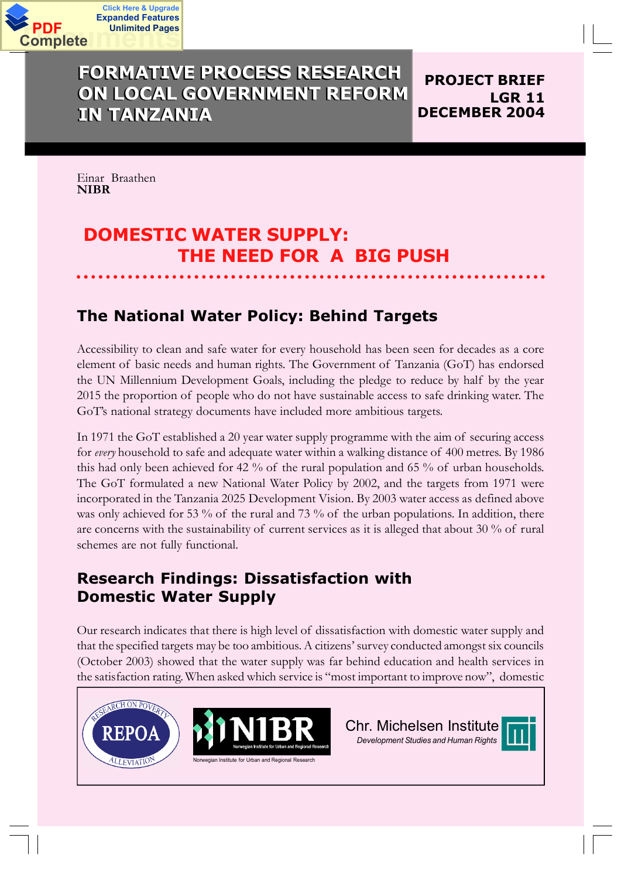# FORMATIVE PROCESS RESEARCH ON LOCAL GOVERNMENT REFORM IN TANZANIA

**PROJECT BRIEF**
**LGR 11**
**DECEMBER 2004**

Einar Braathen
**NIBR**

# DOMESTIC WATER SUPPLY: THE NEED FOR A BIG PUSH

## The National Water Policy: Behind Targets

Accessibility to clean and safe water for every household has been seen for decades as a core element of basic needs and human rights. The Government of Tanzania (GoT) has endorsed the UN Millennium Development Goals, including the pledge to reduce by half by the year 2015 the proportion of people who do not have sustainable access to safe drinking water. The GoT's national strategy documents have included more ambitious targets.

In 1971 the GoT established a 20 year water supply programme with the aim of securing access for *every* household to safe and adequate water within a walking distance of 400 metres. By 1986 this had only been achieved for 42 % of the rural population and 65 % of urban households. The GoT formulated a new National Water Policy by 2002, and the targets from 1971 were incorporated in the Tanzania 2025 Development Vision. By 2003 water access as defined above was only achieved for 53 % of the rural and 73 % of the urban populations. In addition, there are concerns with the sustainability of current services as it is alleged that about 30 % of rural schemes are not fully functional.

## Research Findings: Dissatisfaction with Domestic Water Supply

Our research indicates that there is high level of dissatisfaction with domestic water supply and that the specified targets may be too ambitious. A citizens' survey conducted amongst six councils (October 2003) showed that the water supply was far behind education and health services in the satisfaction rating. When asked which service is "most important to improve now", domestic

REPOA — Research on Poverty Alleviation | NIBR — Norwegian Institute for Urban and Regional Research | Chr. Michelsen Institute — Development Studies and Human Rights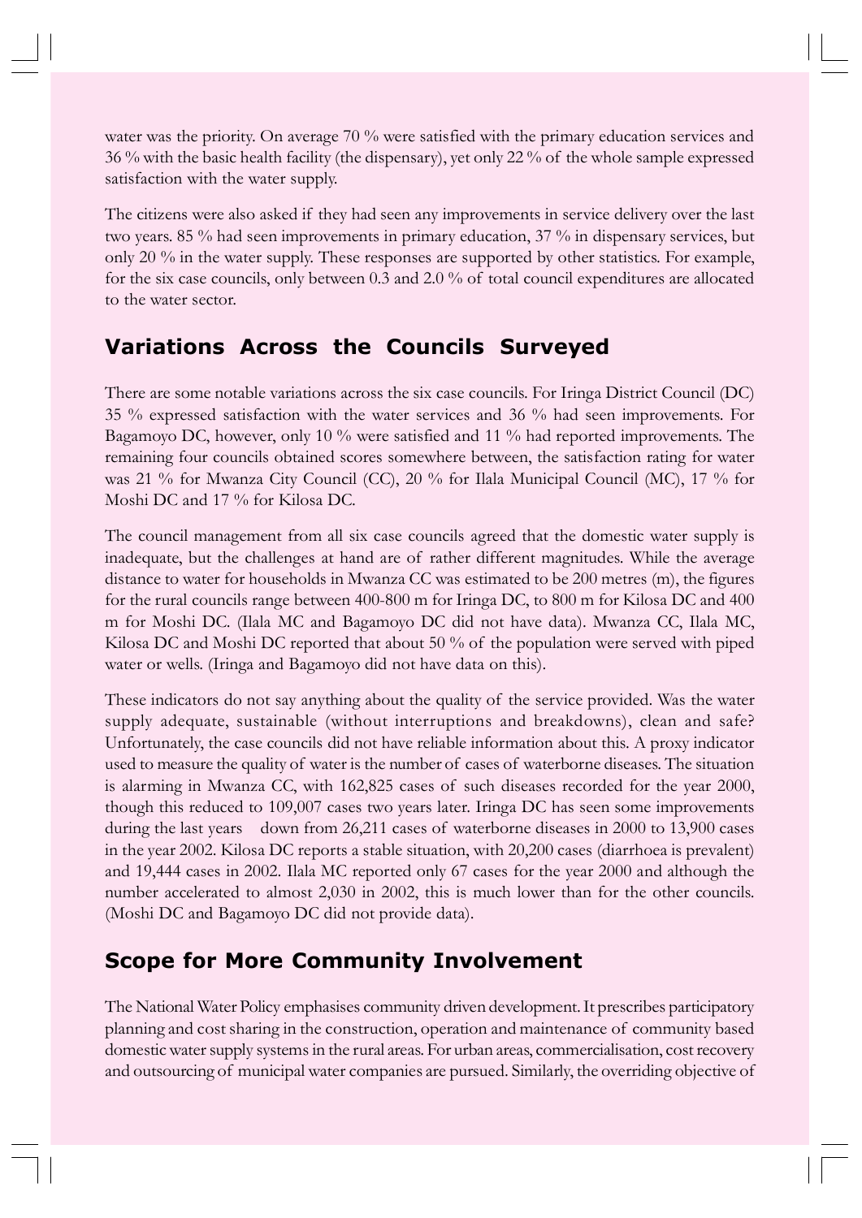water was the priority. On average 70 % were satisfied with the primary education services and 36 % with the basic health facility (the dispensary), yet only 22 % of the whole sample expressed satisfaction with the water supply.

The citizens were also asked if they had seen any improvements in service delivery over the last two years. 85 % had seen improvements in primary education, 37 % in dispensary services, but only 20 % in the water supply. These responses are supported by other statistics. For example, for the six case councils, only between 0.3 and 2.0 % of total council expenditures are allocated to the water sector.

## Variations Across the Councils Surveyed

There are some notable variations across the six case councils. For Iringa District Council (DC) 35 % expressed satisfaction with the water services and 36 % had seen improvements. For Bagamoyo DC, however, only 10 % were satisfied and 11 % had reported improvements. The remaining four councils obtained scores somewhere between, the satisfaction rating for water was 21 % for Mwanza City Council (CC), 20 % for Ilala Municipal Council (MC), 17 % for Moshi DC and 17 % for Kilosa DC.

The council management from all six case councils agreed that the domestic water supply is inadequate, but the challenges at hand are of rather different magnitudes. While the average distance to water for households in Mwanza CC was estimated to be 200 metres (m), the figures for the rural councils range between 400-800 m for Iringa DC, to 800 m for Kilosa DC and 400 m for Moshi DC. (Ilala MC and Bagamoyo DC did not have data). Mwanza CC, Ilala MC, Kilosa DC and Moshi DC reported that about 50 % of the population were served with piped water or wells. (Iringa and Bagamoyo did not have data on this).

These indicators do not say anything about the quality of the service provided. Was the water supply adequate, sustainable (without interruptions and breakdowns), clean and safe? Unfortunately, the case councils did not have reliable information about this. A proxy indicator used to measure the quality of water is the number of cases of waterborne diseases. The situation is alarming in Mwanza CC, with 162,825 cases of such diseases recorded for the year 2000, though this reduced to 109,007 cases two years later. Iringa DC has seen some improvements during the last years down from 26,211 cases of waterborne diseases in 2000 to 13,900 cases in the year 2002. Kilosa DC reports a stable situation, with 20,200 cases (diarrhoea is prevalent) and 19,444 cases in 2002. Ilala MC reported only 67 cases for the year 2000 and although the number accelerated to almost 2,030 in 2002, this is much lower than for the other councils. (Moshi DC and Bagamoyo DC did not provide data).

## Scope for More Community Involvement

The National Water Policy emphasises community driven development. It prescribes participatory planning and cost sharing in the construction, operation and maintenance of community based domestic water supply systems in the rural areas. For urban areas, commercialisation, cost recovery and outsourcing of municipal water companies are pursued. Similarly, the overriding objective of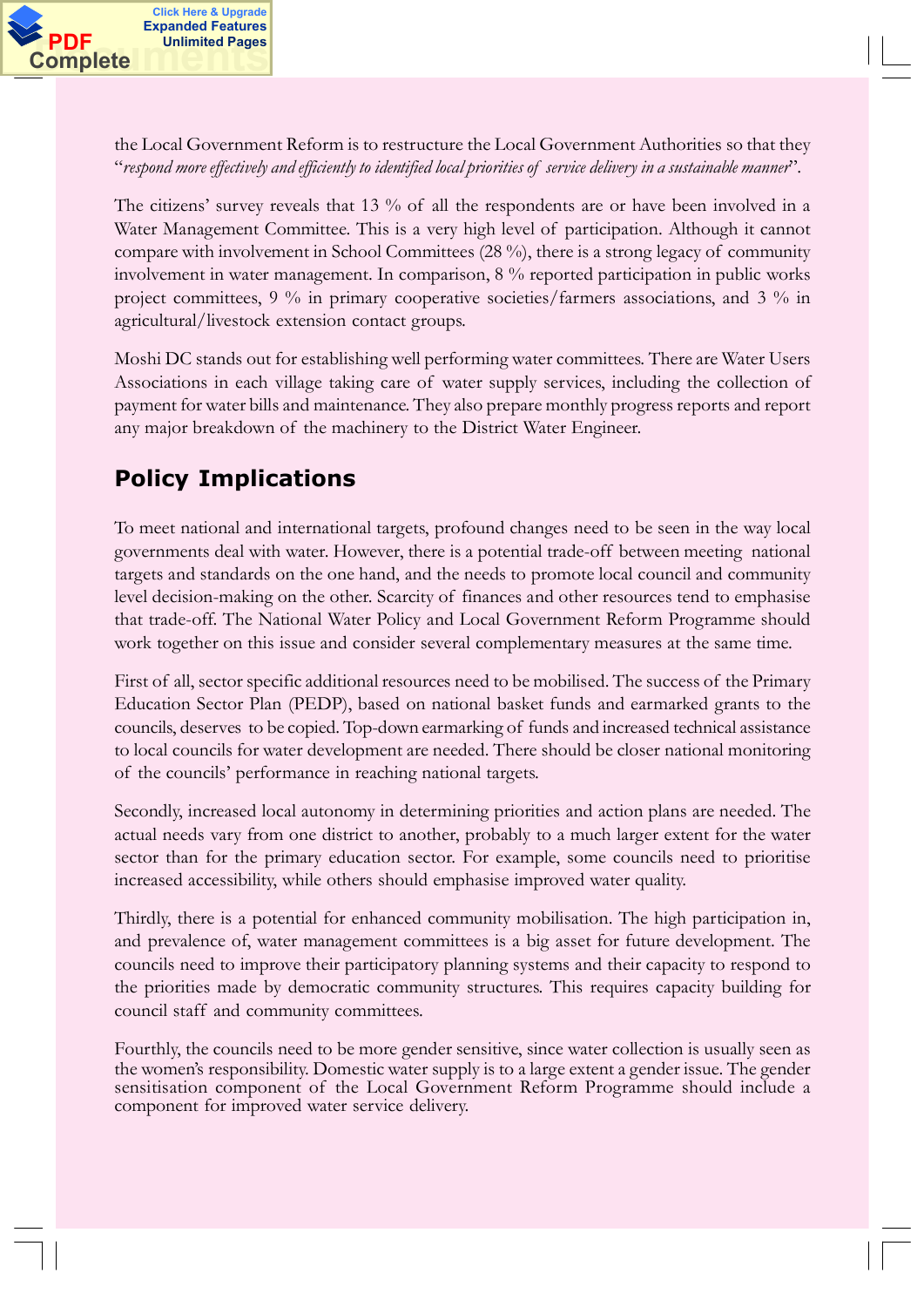the Local Government Reform is to restructure the Local Government Authorities so that they "*respond more effectively and efficiently to identified local priorities of service delivery in a sustainable manner*".

The citizens' survey reveals that 13 % of all the respondents are or have been involved in a Water Management Committee. This is a very high level of participation. Although it cannot compare with involvement in School Committees (28 %), there is a strong legacy of community involvement in water management. In comparison, 8 % reported participation in public works project committees, 9 % in primary cooperative societies/farmers associations, and 3 % in agricultural/livestock extension contact groups.

Moshi DC stands out for establishing well performing water committees. There are Water Users Associations in each village taking care of water supply services, including the collection of payment for water bills and maintenance. They also prepare monthly progress reports and report any major breakdown of the machinery to the District Water Engineer.

## Policy Implications

To meet national and international targets, profound changes need to be seen in the way local governments deal with water. However, there is a potential trade-off between meeting national targets and standards on the one hand, and the needs to promote local council and community level decision-making on the other. Scarcity of finances and other resources tend to emphasise that trade-off. The National Water Policy and Local Government Reform Programme should work together on this issue and consider several complementary measures at the same time.

First of all, sector specific additional resources need to be mobilised. The success of the Primary Education Sector Plan (PEDP), based on national basket funds and earmarked grants to the councils, deserves to be copied. Top-down earmarking of funds and increased technical assistance to local councils for water development are needed. There should be closer national monitoring of the councils' performance in reaching national targets.

Secondly, increased local autonomy in determining priorities and action plans are needed. The actual needs vary from one district to another, probably to a much larger extent for the water sector than for the primary education sector. For example, some councils need to prioritise increased accessibility, while others should emphasise improved water quality.

Thirdly, there is a potential for enhanced community mobilisation. The high participation in, and prevalence of, water management committees is a big asset for future development. The councils need to improve their participatory planning systems and their capacity to respond to the priorities made by democratic community structures. This requires capacity building for council staff and community committees.

Fourthly, the councils need to be more gender sensitive, since water collection is usually seen as the women's responsibility. Domestic water supply is to a large extent a gender issue. The gender sensitisation component of the Local Government Reform Programme should include a component for improved water service delivery.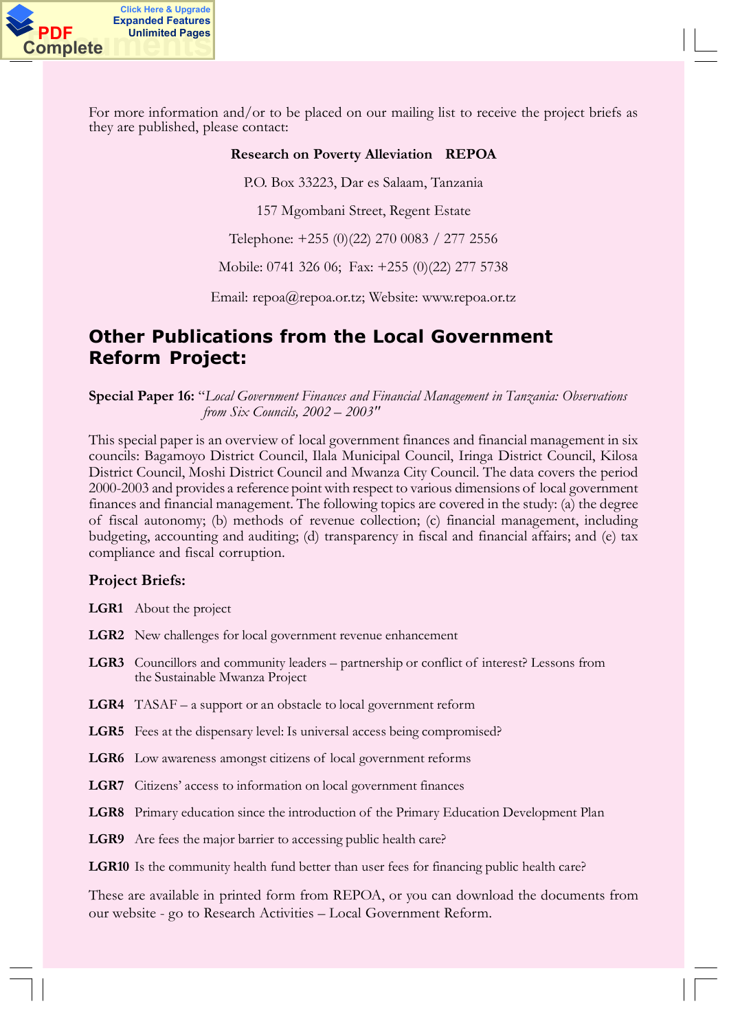For more information and/or to be placed on our mailing list to receive the project briefs as they are published, please contact:

**Research on Poverty Alleviation REPOA**

P.O. Box 33223, Dar es Salaam, Tanzania

157 Mgombani Street, Regent Estate

Telephone: +255 (0)(22) 270 0083 / 277 2556

Mobile: 0741 326 06; Fax: +255 (0)(22) 277 5738

Email: repoa@repoa.or.tz; Website: www.repoa.or.tz

## Other Publications from the Local Government Reform Project:

**Special Paper 16:** "*Local Government Finances and Financial Management in Tanzania: Observations from Six Councils, 2002 – 2003*"

This special paper is an overview of local government finances and financial management in six councils: Bagamoyo District Council, Ilala Municipal Council, Iringa District Council, Kilosa District Council, Moshi District Council and Mwanza City Council. The data covers the period 2000-2003 and provides a reference point with respect to various dimensions of local government finances and financial management. The following topics are covered in the study: (a) the degree of fiscal autonomy; (b) methods of revenue collection; (c) financial management, including budgeting, accounting and auditing; (d) transparency in fiscal and financial affairs; and (e) tax compliance and fiscal corruption.

### Project Briefs:

**LGR1** About the project

**LGR2** New challenges for local government revenue enhancement

**LGR3** Councillors and community leaders – partnership or conflict of interest? Lessons from the Sustainable Mwanza Project

**LGR4** TASAF – a support or an obstacle to local government reform

**LGR5** Fees at the dispensary level: Is universal access being compromised?

**LGR6** Low awareness amongst citizens of local government reforms

**LGR7** Citizens' access to information on local government finances

**LGR8** Primary education since the introduction of the Primary Education Development Plan

**LGR9** Are fees the major barrier to accessing public health care?

**LGR10** Is the community health fund better than user fees for financing public health care?

These are available in printed form from REPOA, or you can download the documents from our website - go to Research Activities – Local Government Reform.